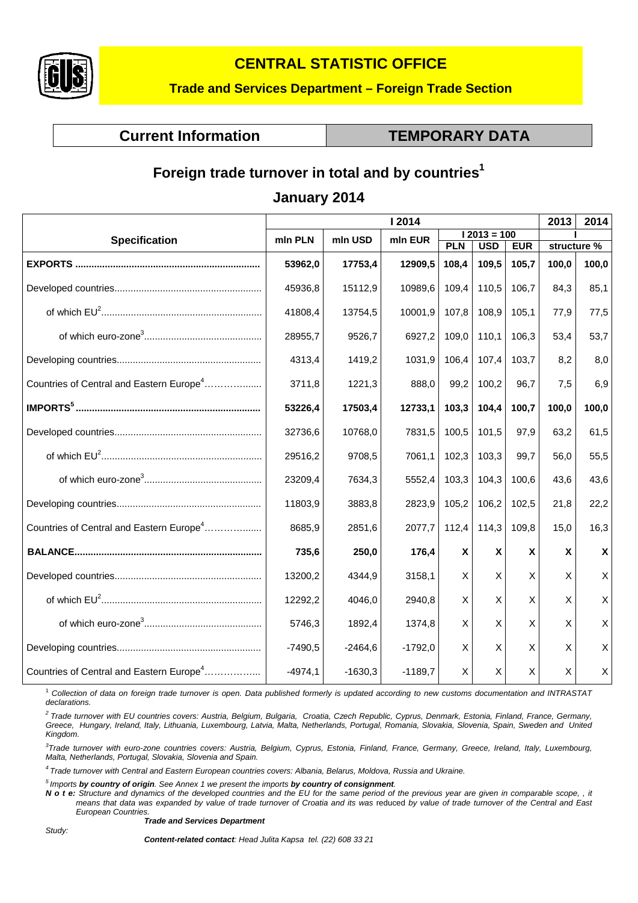# CENTRAL STATISTIC OFFICE

**Trade and Services Department – Foreign Trade Section**

**Current Information** | **TEMPORARY DATA**

## Foreign trade turnover in total and by countries[1]

## January 2014

| Specification | I 2014 | | | | | | 2013 | 2014 |
|---|---|---|---|---|---|---|---|---|
| | mln PLN | mln USD | mln EUR | I 2013 = 100 | | | I | |
| | | | | PLN | USD | EUR | structure % | |
| **EXPORTS** | **53962,0** | **17753,4** | **12909,5** | **108,4** | **109,5** | **105,7** | **100,0** | **100,0** |
| Developed countries | 45936,8 | 15112,9 | 10989,6 | 109,4 | 110,5 | 106,7 | 84,3 | 85,1 |
| of which EU[2] | 41808,4 | 13754,5 | 10001,9 | 107,8 | 108,9 | 105,1 | 77,9 | 77,5 |
| of which euro-zone[3] | 28955,7 | 9526,7 | 6927,2 | 109,0 | 110,1 | 106,3 | 53,4 | 53,7 |
| Developing countries | 4313,4 | 1419,2 | 1031,9 | 106,4 | 107,4 | 103,7 | 8,2 | 8,0 |
| Countries of Central and Eastern Europe[4] | 3711,8 | 1221,3 | 888,0 | 99,2 | 100,2 | 96,7 | 7,5 | 6,9 |
| **IMPORTS[5]** | **53226,4** | **17503,4** | **12733,1** | **103,3** | **104,4** | **100,7** | **100,0** | **100,0** |
| Developed countries | 32736,6 | 10768,0 | 7831,5 | 100,5 | 101,5 | 97,9 | 63,2 | 61,5 |
| of which EU[2] | 29516,2 | 9708,5 | 7061,1 | 102,3 | 103,3 | 99,7 | 56,0 | 55,5 |
| of which euro-zone[3] | 23209,4 | 7634,3 | 5552,4 | 103,3 | 104,3 | 100,6 | 43,6 | 43,6 |
| Developing countries | 11803,9 | 3883,8 | 2823,9 | 105,2 | 106,2 | 102,5 | 21,8 | 22,2 |
| Countries of Central and Eastern Europe[4] | 8685,9 | 2851,6 | 2077,7 | 112,4 | 114,3 | 109,8 | 15,0 | 16,3 |
| **BALANCE** | **735,6** | **250,0** | **176,4** | **X** | **X** | **X** | **X** | **X** |
| Developed countries | 13200,2 | 4344,9 | 3158,1 | X | X | X | X | X |
| of which EU[2] | 12292,2 | 4046,0 | 2940,8 | X | X | X | X | X |
| of which euro-zone[3] | 5746,3 | 1892,4 | 1374,8 | X | X | X | X | X |
| Developing countries | -7490,5 | -2464,6 | -1792,0 | X | X | X | X | X |
| Countries of Central and Eastern Europe[4] | -4974,1 | -1630,3 | -1189,7 | X | X | X | X | X |

[1] *Collection of data on foreign trade turnover is open. Data published formerly is updated according to new customs documentation and INTRASTAT declarations.*

[2] *Trade turnover with EU countries covers: Austria, Belgium, Bulgaria, Croatia, Czech Republic, Cyprus, Denmark, Estonia, Finland, France, Germany, Greece, Hungary, Ireland, Italy, Lithuania, Luxembourg, Latvia, Malta, Netherlands, Portugal, Romania, Slovakia, Slovenia, Spain, Sweden and United Kingdom.*

[3] *Trade turnover with euro-zone countries covers: Austria, Belgium, Cyprus, Estonia, Finland, France, Germany, Greece, Ireland, Italy, Luxembourg, Malta, Netherlands, Portugal, Slovakia, Slovenia and Spain.*

[4] *Trade turnover with Central and Eastern European countries covers: Albania, Belarus, Moldova, Russia and Ukraine.*

[5] *Imports **by country of origin**. See Annex 1 we present the imports **by country of consignment**.*

***N o t e:*** *Structure and dynamics of the developed countries and the EU for the same period of the previous year are given in comparable scope, , it means that data was expanded by value of trade turnover of Croatia and its was reduced by value of trade turnover of the Central and East European Countries.*

*Study:* ***Trade and Services Department***

***Content-related contact**: Head Julita Kapsa tel. (22) 608 33 21*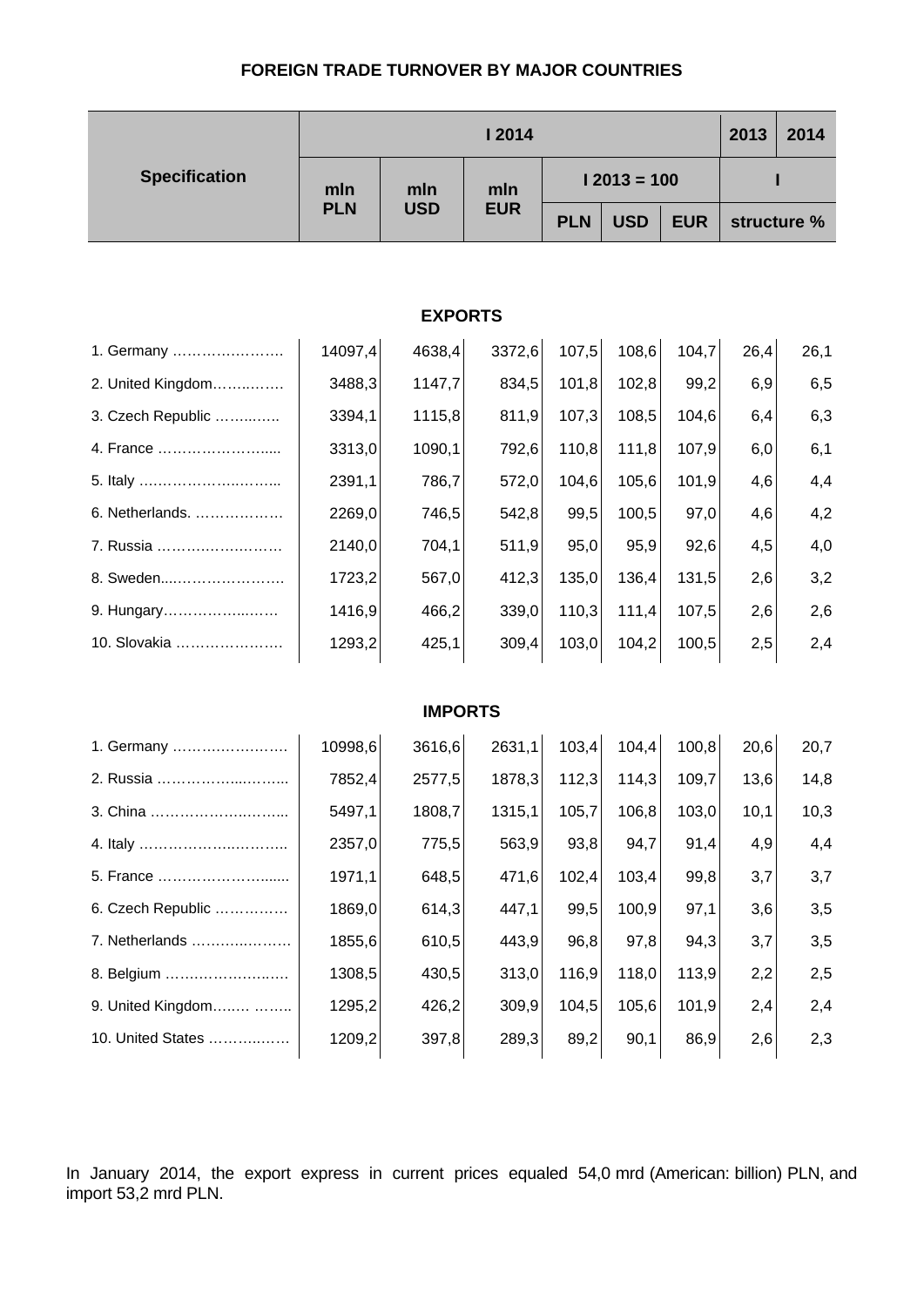### FOREIGN TRADE TURNOVER BY MAJOR COUNTRIES

| Specification | I 2014 | | | | | | 2013 | 2014 |
|---|---|---|---|---|---|---|---|---|
| | mln PLN | mln USD | mln EUR | I 2013 = 100 | | | I | |
| | | | | PLN | USD | EUR | structure % | |
| **EXPORTS** | | | | | | | | |
| 1. Germany ………………….. | 14097,4 | 4638,4 | 3372,6 | 107,5 | 108,6 | 104,7 | 26,4 | 26,1 |
| 2. United Kingdom……..….. | 3488,3 | 1147,7 | 834,5 | 101,8 | 102,8 | 99,2 | 6,9 | 6,5 |
| 3. Czech Republic ……..….. | 3394,1 | 1115,8 | 811,9 | 107,3 | 108,5 | 104,6 | 6,4 | 6,3 |
| 4. France …………………..... | 3313,0 | 1090,1 | 792,6 | 110,8 | 111,8 | 107,9 | 6,0 | 6,1 |
| 5. Italy ……………………..….... | 2391,1 | 786,7 | 572,0 | 104,6 | 105,6 | 101,9 | 4,6 | 4,4 |
| 6. Netherlands. ……………… | 2269,0 | 746,5 | 542,8 | 99,5 | 100,5 | 97,0 | 4,6 | 4,2 |
| 7. Russia ……………….……… | 2140,0 | 704,1 | 511,9 | 95,0 | 95,9 | 92,6 | 4,5 | 4,0 |
| 8. Sweden....………………….. | 1723,2 | 567,0 | 412,3 | 135,0 | 136,4 | 131,5 | 2,6 | 3,2 |
| 9. Hungary……………...….… | 1416,9 | 466,2 | 339,0 | 110,3 | 111,4 | 107,5 | 2,6 | 2,6 |
| 10. Slovakia ………………… | 1293,2 | 425,1 | 309,4 | 103,0 | 104,2 | 100,5 | 2,5 | 2,4 |
| **IMPORTS** | | | | | | | | |
| 1. Germany …………………… | 10998,6 | 3616,6 | 2631,1 | 103,4 | 104,4 | 100,8 | 20,6 | 20,7 |
| 2. Russia ……………....…..... | 7852,4 | 2577,5 | 1878,3 | 112,3 | 114,3 | 109,7 | 13,6 | 14,8 |
| 3. China ……………….…….... | 5497,1 | 1808,7 | 1315,1 | 105,7 | 106,8 | 103,0 | 10,1 | 10,3 |
| 4. Italy ……………………..…….. | 2357,0 | 775,5 | 563,9 | 93,8 | 94,7 | 91,4 | 4,9 | 4,4 |
| 5. France ……………………...... | 1971,1 | 648,5 | 471,6 | 102,4 | 103,4 | 99,8 | 3,7 | 3,7 |
| 6. Czech Republic …………… | 1869,0 | 614,3 | 447,1 | 99,5 | 100,9 | 97,1 | 3,6 | 3,5 |
| 7. Netherlands …………..…… | 1855,6 | 610,5 | 443,9 | 96,8 | 97,8 | 94,3 | 3,7 | 3,5 |
| 8. Belgium ……………….….… | 1308,5 | 430,5 | 313,0 | 116,9 | 118,0 | 113,9 | 2,2 | 2,5 |
| 9. United Kingdom…..… …….. | 1295,2 | 426,2 | 309,9 | 104,5 | 105,6 | 101,9 | 2,4 | 2,4 |
| 10. United States ………..…… | 1209,2 | 397,8 | 289,3 | 89,2 | 90,1 | 86,9 | 2,6 | 2,3 |

In January 2014, the export express in current prices equaled 54,0 mrd (American: billion) PLN, and import 53,2 mrd PLN.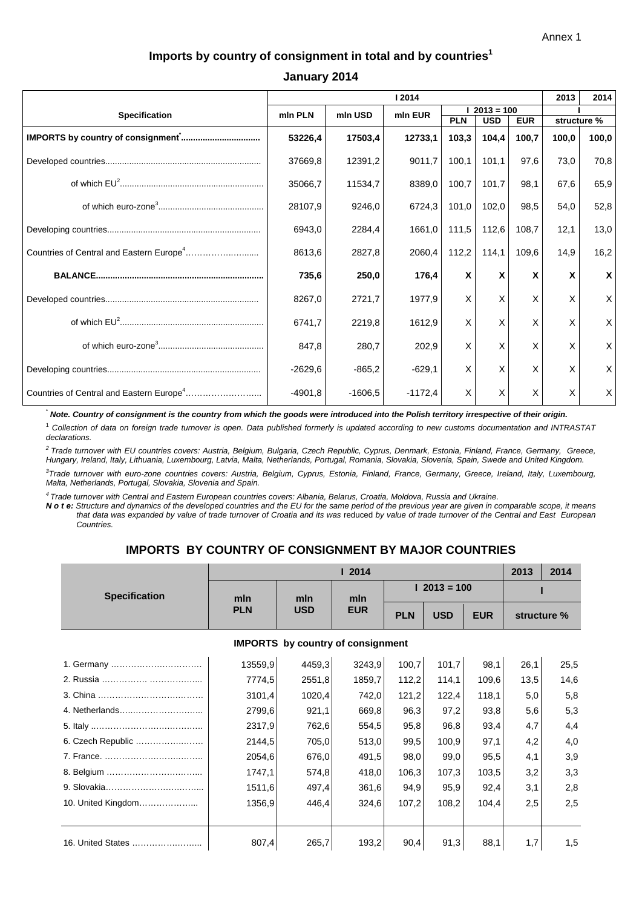Annex 1

## Imports by country of consignment in total and by countries[1]

### January 2014

| Specification | I 2014 | | | | | | 2013 | 2014 |
|---|---|---|---|---|---|---|---|---|
| | mln PLN | mln USD | mln EUR | I 2013 = 100 | | | I | |
| | | | | PLN | USD | EUR | structure % | |
| **IMPORTS by country of consignment*** | **53226,4** | **17503,4** | **12733,1** | **103,3** | **104,4** | **100,7** | **100,0** | **100,0** |
| Developed countries | 37669,8 | 12391,2 | 9011,7 | 100,1 | 101,1 | 97,6 | 73,0 | 70,8 |
| of which EU[2] | 35066,7 | 11534,7 | 8389,0 | 100,7 | 101,7 | 98,1 | 67,6 | 65,9 |
| of which euro-zone[3] | 28107,9 | 9246,0 | 6724,3 | 101,0 | 102,0 | 98,5 | 54,0 | 52,8 |
| Developing countries | 6943,0 | 2284,4 | 1661,0 | 111,5 | 112,6 | 108,7 | 12,1 | 13,0 |
| Countries of Central and Eastern Europe[4] | 8613,6 | 2827,8 | 2060,4 | 112,2 | 114,1 | 109,6 | 14,9 | 16,2 |
| **BALANCE** | **735,6** | **250,0** | **176,4** | **X** | **X** | **X** | **X** | **X** |
| Developed countries | 8267,0 | 2721,7 | 1977,9 | X | X | X | X | X |
| of which EU[2] | 6741,7 | 2219,8 | 1612,9 | X | X | X | X | X |
| of which euro-zone[3] | 847,8 | 280,7 | 202,9 | X | X | X | X | X |
| Developing countries | -2629,6 | -865,2 | -629,1 | X | X | X | X | X |
| Countries of Central and Eastern Europe[4] | -4901,8 | -1606,5 | -1172,4 | X | X | X | X | X |

\* ***Note. Country of consignment is the country from which the goods were introduced into the Polish territory irrespective of their origin.***

[1] *Collection of data on foreign trade turnover is open. Data published formerly is updated according to new customs documentation and INTRASTAT declarations.*

[2] *Trade turnover with EU countries covers: Austria, Belgium, Bulgaria, Czech Republic, Cyprus, Denmark, Estonia, Finland, France, Germany, Greece, Hungary, Ireland, Italy, Lithuania, Luxembourg, Latvia, Malta, Netherlands, Portugal, Romania, Slovakia, Slovenia, Spain, Swede and United Kingdom.*

[3] *Trade turnover with euro-zone countries covers: Austria, Belgium, Cyprus, Estonia, Finland, France, Germany, Greece, Ireland, Italy, Luxembourg, Malta, Netherlands, Portugal, Slovakia, Slovenia and Spain.*

[4] *Trade turnover with Central and Eastern European countries covers: Albania, Belarus, Croatia, Moldova, Russia and Ukraine.*

***N o t e:*** *Structure and dynamics of the developed countries and the EU for the same period of the previous year are given in comparable scope, it means that data was expanded by value of trade turnover of Croatia and its was reduced by value of trade turnover of the Central and East European Countries.*

## IMPORTS BY COUNTRY OF CONSIGNMENT BY MAJOR COUNTRIES

| Specification | I 2014 | | | | | | 2013 | 2014 |
|---|---|---|---|---|---|---|---|---|
| | mln PLN | mln USD | mln EUR | I 2013 = 100 | | | I | |
| | | | | PLN | USD | EUR | structure % | |
| **IMPORTS by country of consignment** | | | | | | | | |
| 1. Germany | 13559,9 | 4459,3 | 3243,9 | 100,7 | 101,7 | 98,1 | 26,1 | 25,5 |
| 2. Russia | 7774,5 | 2551,8 | 1859,7 | 112,2 | 114,1 | 109,6 | 13,5 | 14,6 |
| 3. China | 3101,4 | 1020,4 | 742,0 | 121,2 | 122,4 | 118,1 | 5,0 | 5,8 |
| 4. Netherlands | 2799,6 | 921,1 | 669,8 | 96,3 | 97,2 | 93,8 | 5,6 | 5,3 |
| 5. Italy | 2317,9 | 762,6 | 554,5 | 95,8 | 96,8 | 93,4 | 4,7 | 4,4 |
| 6. Czech Republic | 2144,5 | 705,0 | 513,0 | 99,5 | 100,9 | 97,1 | 4,2 | 4,0 |
| 7. France. | 2054,6 | 676,0 | 491,5 | 98,0 | 99,0 | 95,5 | 4,1 | 3,9 |
| 8. Belgium | 1747,1 | 574,8 | 418,0 | 106,3 | 107,3 | 103,5 | 3,2 | 3,3 |
| 9. Slovakia | 1511,6 | 497,4 | 361,6 | 94,9 | 95,9 | 92,4 | 3,1 | 2,8 |
| 10. United Kingdom | 1356,9 | 446,4 | 324,6 | 107,2 | 108,2 | 104,4 | 2,5 | 2,5 |
| 16. United States | 807,4 | 265,7 | 193,2 | 90,4 | 91,3 | 88,1 | 1,7 | 1,5 |